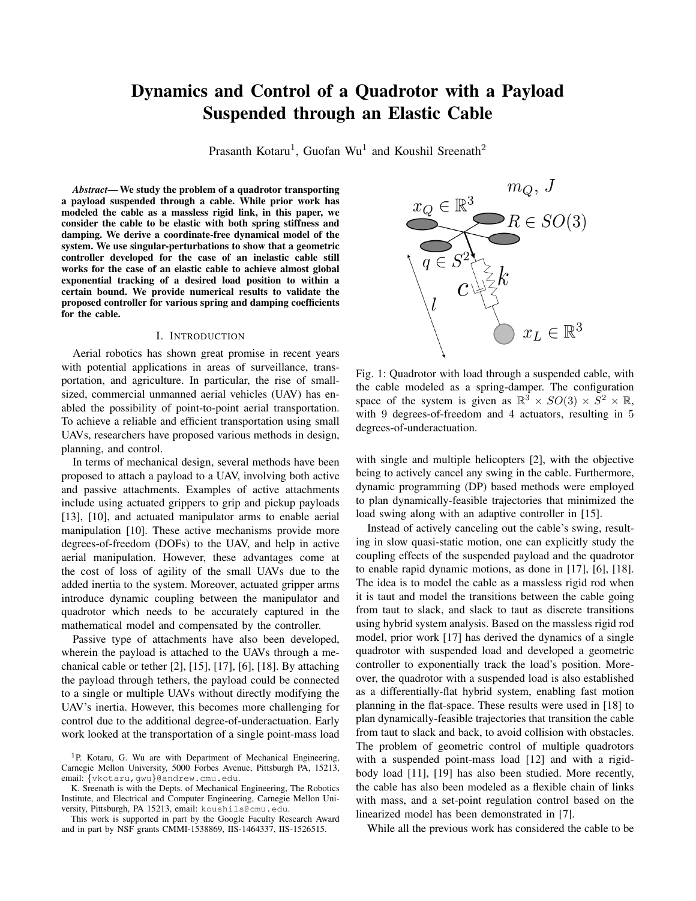# Dynamics and Control of a Quadrotor with a Payload Suspended through an Elastic Cable

Prasanth Kotaru[1], Guofan Wu[1] and Koushil Sreenath[2]

***Abstract*— We study the problem of a quadrotor transporting a payload suspended through a cable. While prior work has modeled the cable as a massless rigid link, in this paper, we consider the cable to be elastic with both spring stiffness and damping. We derive a coordinate-free dynamical model of the system. We use singular-perturbations to show that a geometric controller developed for the case of an inelastic cable still works for the case of an elastic cable to achieve almost global exponential tracking of a desired load position to within a certain bound. We provide numerical results to validate the proposed controller for various spring and damping coefficients for the cable.**

## I. Introduction

Aerial robotics has shown great promise in recent years with potential applications in areas of surveillance, transportation, and agriculture. In particular, the rise of small-sized, commercial unmanned aerial vehicles (UAV) has enabled the possibility of point-to-point aerial transportation. To achieve a reliable and efficient transportation using small UAVs, researchers have proposed various methods in design, planning, and control.

In terms of mechanical design, several methods have been proposed to attach a payload to a UAV, involving both active and passive attachments. Examples of active attachments include using actuated grippers to grip and pickup payloads [13], [10], and actuated manipulator arms to enable aerial manipulation [10]. These active mechanisms provide more degrees-of-freedom (DOFs) to the UAV, and help in active aerial manipulation. However, these advantages come at the cost of loss of agility of the small UAVs due to the added inertia to the system. Moreover, actuated gripper arms introduce dynamic coupling between the manipulator and quadrotor which needs to be accurately captured in the mathematical model and compensated by the controller.

Passive type of attachments have also been developed, wherein the payload is attached to the UAVs through a mechanical cable or tether [2], [15], [17], [6], [18]. By attaching the payload through tethers, the payload could be connected to a single or multiple UAVs without directly modifying the UAV's inertia. However, this becomes more challenging for control due to the additional degree-of-underactuation. Early work looked at the transportation of a single point-mass load

Fig. 1: Quadrotor with load through a suspended cable, with the cable modeled as a spring-damper. The configuration space of the system is given as $\mathbb{R}^3 \times SO(3) \times S^2 \times \mathbb{R}$, with 9 degrees-of-freedom and 4 actuators, resulting in 5 degrees-of-underactuation.

with single and multiple helicopters [2], with the objective being to actively cancel any swing in the cable. Furthermore, dynamic programming (DP) based methods were employed to plan dynamically-feasible trajectories that minimized the load swing along with an adaptive controller in [15].

Instead of actively canceling out the cable's swing, resulting in slow quasi-static motion, one can explicitly study the coupling effects of the suspended payload and the quadrotor to enable rapid dynamic motions, as done in [17], [6], [18]. The idea is to model the cable as a massless rigid rod when it is taut and model the transitions between the cable going from taut to slack, and slack to taut as discrete transitions using hybrid system analysis. Based on the massless rigid rod model, prior work [17] has derived the dynamics of a single quadrotor with suspended load and developed a geometric controller to exponentially track the load's position. Moreover, the quadrotor with a suspended load is also established as a differentially-flat hybrid system, enabling fast motion planning in the flat-space. These results were used in [18] to plan dynamically-feasible trajectories that transition the cable from taut to slack and back, to avoid collision with obstacles. The problem of geometric control of multiple quadrotors with a suspended point-mass load [12] and with a rigid-body load [11], [19] has also been studied. More recently, the cable has also been modeled as a flexible chain of links with mass, and a set-point regulation control based on the linearized model has been demonstrated in [7].

While all the previous work has considered the cable to be

---

[1] P. Kotaru, G. Wu are with Department of Mechanical Engineering, Carnegie Mellon University, 5000 Forbes Avenue, Pittsburgh PA, 15213, email: {vkotaru,gwu}@andrew.cmu.edu.

K. Sreenath is with the Depts. of Mechanical Engineering, The Robotics Institute, and Electrical and Computer Engineering, Carnegie Mellon University, Pittsburgh, PA 15213, email: koushils@cmu.edu.

This work is supported in part by the Google Faculty Research Award and in part by NSF grants CMMI-1538869, IIS-1464337, IIS-1526515.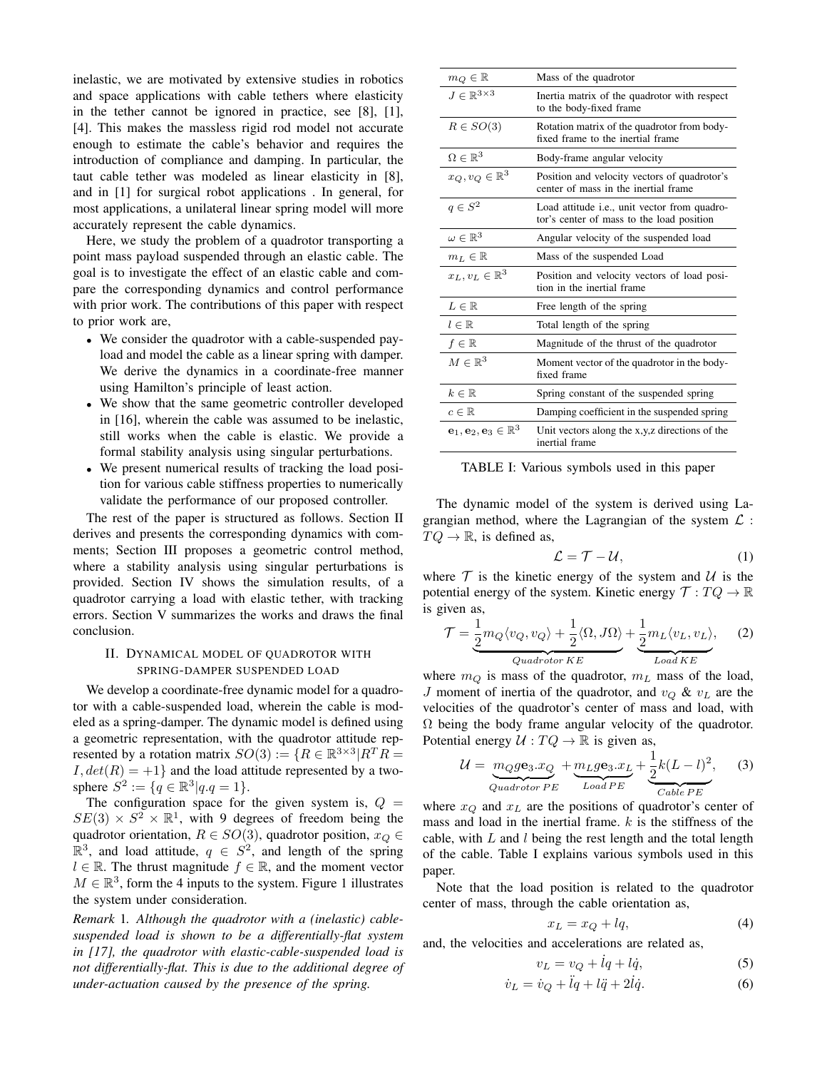inelastic, we are motivated by extensive studies in robotics and space applications with cable tethers where elasticity in the tether cannot be ignored in practice, see [8], [1], [4]. This makes the massless rigid rod model not accurate enough to estimate the cable's behavior and requires the introduction of compliance and damping. In particular, the taut cable tether was modeled as linear elasticity in [8], and in [1] for surgical robot applications . In general, for most applications, a unilateral linear spring model will more accurately represent the cable dynamics.

Here, we study the problem of a quadrotor transporting a point mass payload suspended through an elastic cable. The goal is to investigate the effect of an elastic cable and compare the corresponding dynamics and control performance with prior work. The contributions of this paper with respect to prior work are,

- We consider the quadrotor with a cable-suspended payload and model the cable as a linear spring with damper. We derive the dynamics in a coordinate-free manner using Hamilton's principle of least action.
- We show that the same geometric controller developed in [16], wherein the cable was assumed to be inelastic, still works when the cable is elastic. We provide a formal stability analysis using singular perturbations.
- We present numerical results of tracking the load position for various cable stiffness properties to numerically validate the performance of our proposed controller.

The rest of the paper is structured as follows. Section II derives and presents the corresponding dynamics with comments; Section III proposes a geometric control method, where a stability analysis using singular perturbations is provided. Section IV shows the simulation results, of a quadrotor carrying a load with elastic tether, with tracking errors. Section V summarizes the works and draws the final conclusion.

## II. Dynamical model of quadrotor with spring-damper suspended load

We develop a coordinate-free dynamic model for a quadrotor with a cable-suspended load, wherein the cable is modeled as a spring-damper. The dynamic model is defined using a geometric representation, with the quadrotor attitude represented by a rotation matrix $SO(3) := \{R \in \mathbb{R}^{3\times3} | R^T R = I, det(R) = +1\}$ and the load attitude represented by a two-sphere $S^2 := \{q \in \mathbb{R}^3 | q.q = 1\}$.

The configuration space for the given system is, $Q = SE(3) \times S^2 \times \mathbb{R}^1$, with 9 degrees of freedom being the quadrotor orientation, $R \in SO(3)$, quadrotor position, $x_Q \in \mathbb{R}^3$, and load attitude, $q \in S^2$, and length of the spring $l \in \mathbb{R}$. The thrust magnitude $f \in \mathbb{R}$, and the moment vector $M \in \mathbb{R}^3$, form the 4 inputs to the system. Figure 1 illustrates the system under consideration.

*Remark* 1. *Although the quadrotor with a (inelastic) cable-suspended load is shown to be a differentially-flat system in [17], the quadrotor with elastic-cable-suspended load is not differentially-flat. This is due to the additional degree of under-actuation caused by the presence of the spring.*

| | |
|---|---|
| $m_Q \in \mathbb{R}$ | Mass of the quadrotor |
| $J \in \mathbb{R}^{3\times3}$ | Inertia matrix of the quadrotor with respect to the body-fixed frame |
| $R \in SO(3)$ | Rotation matrix of the quadrotor from body-fixed frame to the inertial frame |
| $\Omega \in \mathbb{R}^3$ | Body-frame angular velocity |
| $x_Q, v_Q \in \mathbb{R}^3$ | Position and velocity vectors of quadrotor's center of mass in the inertial frame |
| $q \in S^2$ | Load attitude i.e., unit vector from quadrotor's center of mass to the load position |
| $\omega \in \mathbb{R}^3$ | Angular velocity of the suspended load |
| $m_L \in \mathbb{R}$ | Mass of the suspended Load |
| $x_L, v_L \in \mathbb{R}^3$ | Position and velocity vectors of load position in the inertial frame |
| $L \in \mathbb{R}$ | Free length of the spring |
| $l \in \mathbb{R}$ | Total length of the spring |
| $f \in \mathbb{R}$ | Magnitude of the thrust of the quadrotor |
| $M \in \mathbb{R}^3$ | Moment vector of the quadrotor in the body-fixed frame |
| $k \in \mathbb{R}$ | Spring constant of the suspended spring |
| $c \in \mathbb{R}$ | Damping coefficient in the suspended spring |
| $\mathbf{e}_1, \mathbf{e}_2, \mathbf{e}_3 \in \mathbb{R}^3$ | Unit vectors along the x,y,z directions of the inertial frame |

TABLE I: Various symbols used in this paper

The dynamic model of the system is derived using Lagrangian method, where the Lagrangian of the system $\mathcal{L} : TQ \to \mathbb{R}$, is defined as,

$$\mathcal{L} = \mathcal{T} - \mathcal{U}, \tag{1}$$

where $\mathcal{T}$ is the kinetic energy of the system and $\mathcal{U}$ is the potential energy of the system. Kinetic energy $\mathcal{T} : TQ \to \mathbb{R}$ is given as,

$$\mathcal{T} = \underbrace{\frac{1}{2} m_Q \langle v_Q, v_Q \rangle + \frac{1}{2} \langle \Omega, J\Omega \rangle}_{Quadrotor\, KE} + \underbrace{\frac{1}{2} m_L \langle v_L, v_L \rangle}_{Load\, KE}, \tag{2}$$

where $m_Q$ is mass of the quadrotor, $m_L$ mass of the load, $J$ moment of inertia of the quadrotor, and $v_Q$ & $v_L$ are the velocities of the quadrotor's center of mass and load, with $\Omega$ being the body frame angular velocity of the quadrotor. Potential energy $\mathcal{U} : TQ \to \mathbb{R}$ is given as,

$$\mathcal{U} = \underbrace{m_Q g \mathbf{e}_3 . x_Q}_{Quadrotor\, PE} + \underbrace{m_L g \mathbf{e}_3 . x_L}_{Load\, PE} + \underbrace{\frac{1}{2} k (L - l)^2}_{Cable\, PE}, \tag{3}$$

where $x_Q$ and $x_L$ are the positions of quadrotor's center of mass and load in the inertial frame. $k$ is the stiffness of the cable, with $L$ and $l$ being the rest length and the total length of the cable. Table I explains various symbols used in this paper.

Note that the load position is related to the quadrotor center of mass, through the cable orientation as,

$$x_L = x_Q + lq, \tag{4}$$

and, the velocities and accelerations are related as,

$$v_L = v_Q + \dot{l}q + l\dot{q}, \tag{5}$$

$$\dot{v}_L = \dot{v}_Q + \ddot{l}q + l\ddot{q} + 2\dot{l}\dot{q}. \tag{6}$$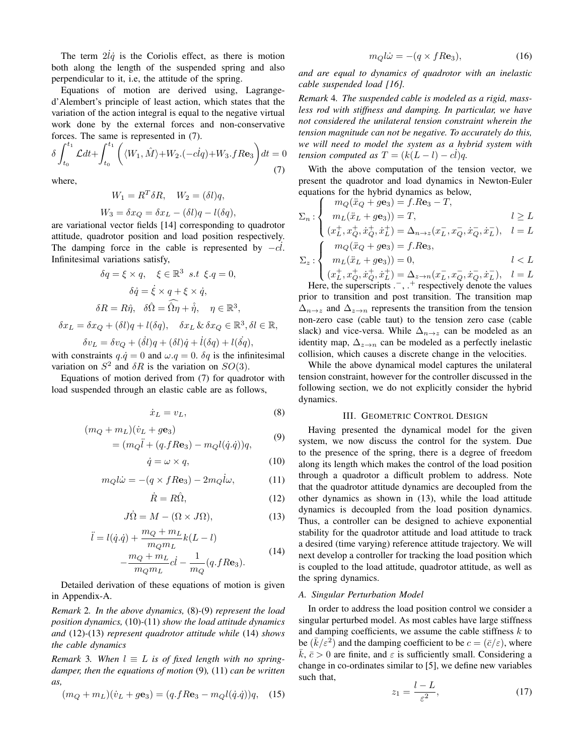The term $2\dot{l}\dot{q}$ is the Coriolis effect, as there is motion both along the length of the suspended spring and also perpendicular to it, i.e, the attitude of the spring.

Equations of motion are derived using, Lagrange-d'Alembert's principle of least action, which states that the variation of the action integral is equal to the negative virtual work done by the external forces and non-conservative forces. The same is represented in (7).

$$\delta \int_{t_0}^{t_1} \mathcal{L} dt + \int_{t_0}^{t_1} \left( \langle W_1, \hat{M} \rangle + W_2.(-c\dot{l}q) + W_3.fR\mathbf{e}_3 \right) dt = 0 \tag{7}$$

where,

$$W_1 = R^T \delta R, \quad W_2 = (\delta l) q,$$

$$W_3 = \delta x_Q = \delta x_L - (\delta l) q - l(\delta q),$$

are variational vector fields [14] corresponding to quadrotor attitude, quadrotor position and load position respectively. The damping force in the cable is represented by $-c\dot{l}$. Infinitesimal variations satisfy,

$$\delta q = \xi \times q, \quad \xi \in \mathbb{R}^3 \;\; s.t \;\; \xi . q = 0,$$

$$\delta \dot{q} = \dot{\xi} \times q + \xi \times \dot{q},$$

$$\delta R = R\hat{\eta}, \quad \delta \hat{\Omega} = \widehat{\Omega} \eta + \hat{\dot{\eta}}, \quad \eta \in \mathbb{R}^3,$$

$$\delta x_L = \delta x_Q + (\delta l) q + l(\delta q), \quad \delta x_L \,\&\, \delta x_Q \in \mathbb{R}^3, \delta l \in \mathbb{R},$$

$$\delta v_L = \delta v_Q + (\dot{\delta l}) q + (\delta l) \dot{q} + \dot{l}(\delta q) + l(\dot{\delta q}),$$

with constraints $q.\dot{q} = 0$ and $\omega.q = 0$. $\delta q$ is the infinitesimal variation on $S^2$ and $\delta R$ is the variation on $SO(3)$.

Equations of motion derived from (7) for quadrotor with load suspended through an elastic cable are as follows,

$$\dot{x}_L = v_L, \tag{8}$$

$$\begin{aligned}(m_Q + m_L)(\dot{v}_L + g\mathbf{e}_3) \\ = (m_Q \ddot{l} + (q.fR\mathbf{e}_3) - m_Q l(\dot{q}.\dot{q}))q,\end{aligned} \tag{9}$$

$$\dot{q} = \omega \times q, \tag{10}$$

$$m_Q l \dot{\omega} = -(q \times fR\mathbf{e}_3) - 2m_Q \dot{l}\omega, \tag{11}$$

$$\dot{R} = R\hat{\Omega}, \tag{12}$$

$$J\dot{\Omega} = M - (\Omega \times J\Omega), \tag{13}$$

$$\begin{aligned}\ddot{l} = l(\dot{q}.\dot{q}) + \frac{m_Q + m_L}{m_Q m_L} k(L - l) \\ - \frac{m_Q + m_L}{m_Q m_L} c\dot{l} - \frac{1}{m_Q}(q.fR\mathbf{e}_3).\end{aligned} \tag{14}$$

Detailed derivation of these equations of motion is given in Appendix-A.

*Remark* 2. *In the above dynamics,* (8)-(9) *represent the load position dynamics,* (10)-(11) *show the load attitude dynamics and* (12)-(13) *represent quadrotor attitude while* (14) *shows the cable dynamics*

*Remark* 3. *When $l \equiv L$ is of fixed length with no spring-damper, then the equations of motion* (9), (11) *can be written as,*

$$(m_Q + m_L)(\dot{v}_L + g\mathbf{e}_3) = (q.fR\mathbf{e}_3 - m_Q l(\dot{q}.\dot{q}))q, \tag{15}$$

$$m_Q l \dot{\omega} = -(q \times fR\mathbf{e}_3), \tag{16}$$

*and are equal to dynamics of quadrotor with an inelastic cable suspended load [16].*

*Remark* 4. *The suspended cable is modeled as a rigid, massless rod with stiffness and damping. In particular, we have not considered the unilateral tension constraint wherein the tension magnitude can not be negative. To accurately do this, we will need to model the system as a hybrid system with tension computed as $T = (k(L - l) - c\dot{l})q$.*

With the above computation of the tension vector, we present the quadrotor and load dynamics in Newton-Euler equations for the hybrid dynamics as below,

$$\Sigma_n : \begin{cases} m_Q(\ddot{x}_Q + g\mathbf{e}_3) = f.R\mathbf{e}_3 - T, & \\ m_L(\ddot{x}_L + g\mathbf{e}_3)) = T, & l \geq L \\ (x_L^+, x_Q^+, \dot{x}_Q^+, \dot{x}_L^+) = \Delta_{n \to z}(x_L^-, x_Q^-, \dot{x}_Q^-, \dot{x}_L^-), & l = L \end{cases}$$

$$\Sigma_z : \begin{cases} m_Q(\ddot{x}_Q + g\mathbf{e}_3) = f.R\mathbf{e}_3, & \\ m_L(\ddot{x}_L + g\mathbf{e}_3)) = 0, & l < L \\ (x_L^+, x_Q^+, \dot{x}_Q^+, \dot{x}_L^+) = \Delta_{z \to n}(x_L^-, x_Q^-, \dot{x}_Q^-, \dot{x}_L^-), & l = L \end{cases}$$

Here, the superscripts $.^-$, $.^+$ respectively denote the values prior to transition and post transition. The transition map $\Delta_{n \to z}$ and $\Delta_{z \to n}$ represents the transition from the tension non-zero case (cable taut) to the tension zero case (cable slack) and vice-versa. While $\Delta_{n \to z}$ can be modeled as an identity map, $\Delta_{z \to n}$ can be modeled as a perfectly inelastic collision, which causes a discrete change in the velocities.

While the above dynamical model captures the unilateral tension constraint, however for the controller discussed in the following section, we do not explicitly consider the hybrid dynamics.

## III. Geometric Control Design

Having presented the dynamical model for the given system, we now discuss the control for the system. Due to the presence of the spring, there is a degree of freedom along its length which makes the control of the load position through a quadrotor a difficult problem to address. Note that the quadrotor attitude dynamics are decoupled from the other dynamics as shown in (13), while the load attitude dynamics is decoupled from the load position dynamics. Thus, a controller can be designed to achieve exponential stability for the quadrotor attitude and load attitude to track a desired (time varying) reference attitude trajectory. We will next develop a controller for tracking the load position which is coupled to the load attitude, quadrotor attitude, as well as the spring dynamics.

### A. Singular Perturbation Model

In order to address the load position control we consider a singular perturbed model. As most cables have large stiffness and damping coefficients, we assume the cable stiffness $k$ to be $(\bar{k}/\varepsilon^2)$ and the damping coefficient to be $c = (\bar{c}/\varepsilon)$, where $\bar{k}$, $\bar{c} > 0$ are finite, and $\varepsilon$ is sufficiently small. Considering a change in co-ordinates similar to [5], we define new variables such that,

$$z_1 = \frac{l - L}{\varepsilon^2}, \tag{17}$$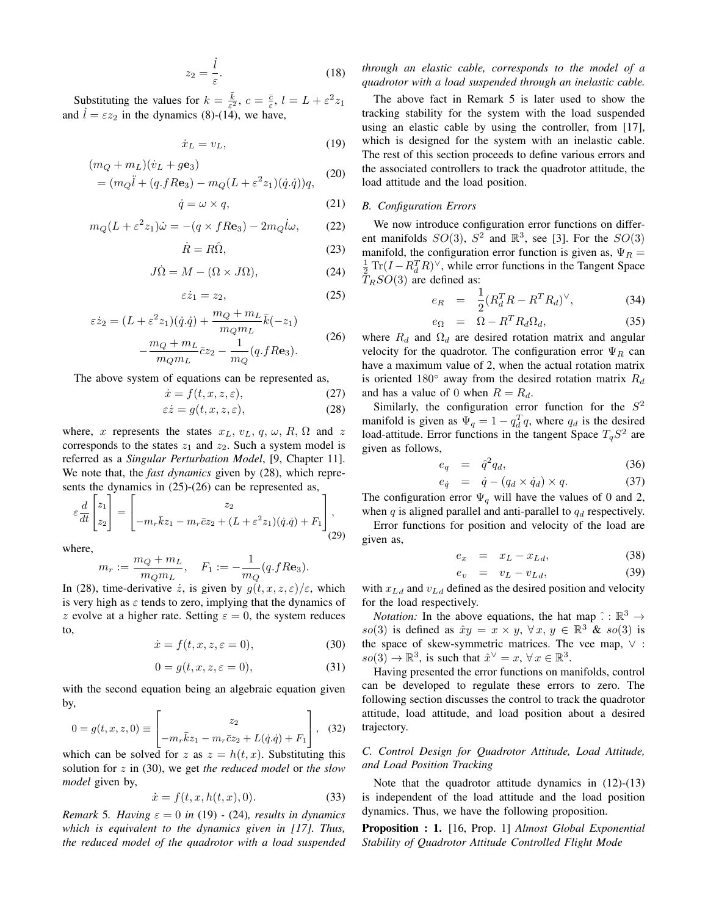$$z_2 = \frac{\dot{l}}{\varepsilon}. \tag{18}$$

Substituting the values for $k = \frac{\bar{k}}{\varepsilon^2}$, $c = \frac{\bar{c}}{\varepsilon}$, $l = L + \varepsilon^2 z_1$ and $\dot{l} = \varepsilon z_2$ in the dynamics (8)-(14), we have,

$$\dot{x}_L = v_L, \tag{19}$$

$$\begin{aligned}(m_Q + m_L)(\dot{v}_L + g\mathbf{e}_3) \\ = (m_Q\ddot{l} + (q.fR\mathbf{e}_3) - m_Q(L + \varepsilon^2 z_1)(\dot{q}.\dot{q}))q,\end{aligned} \tag{20}$$

$$\dot{q} = \omega \times q, \tag{21}$$

$$m_Q(L + \varepsilon^2 z_1)\dot{\omega} = -(q \times fR\mathbf{e}_3) - 2m_Q\dot{l}\omega, \tag{22}$$

$$\dot{R} = R\hat{\Omega}, \tag{23}$$

$$J\dot{\Omega} = M - (\Omega \times J\Omega), \tag{24}$$

$$\varepsilon\dot{z}_1 = z_2, \tag{25}$$

$$\begin{aligned}\varepsilon\dot{z}_2 = (L + \varepsilon^2 z_1)(\dot{q}.\dot{q}) + \frac{m_Q + m_L}{m_Q m_L}\bar{k}(-z_1) \\ - \frac{m_Q + m_L}{m_Q m_L}\bar{c}z_2 - \frac{1}{m_Q}(q.fR\mathbf{e}_3).\end{aligned} \tag{26}$$

The above system of equations can be represented as,

$$\dot{x} = f(t, x, z, \varepsilon), \tag{27}$$

$$\varepsilon\dot{z} = g(t, x, z, \varepsilon), \tag{28}$$

where, $x$ represents the states $x_L$, $v_L$, $q$, $\omega$, $R$, $\Omega$ and $z$ corresponds to the states $z_1$ and $z_2$. Such a system model is referred as a *Singular Perturbation Model*, [9, Chapter 11]. We note that, the *fast dynamics* given by (28), which represents the dynamics in (25)-(26) can be represented as,

$$\varepsilon\frac{d}{dt}\begin{bmatrix} z_1 \\ z_2 \end{bmatrix} = \begin{bmatrix} z_2 \\ -m_r\bar{k}z_1 - m_r\bar{c}z_2 + (L + \varepsilon^2 z_1)(\dot{q}.\dot{q}) + F_1 \end{bmatrix}, \tag{29}$$

where,

$$m_r := \frac{m_Q + m_L}{m_Q m_L}, \quad F_1 := -\frac{1}{m_Q}(q.fR\mathbf{e}_3).$$

In (28), time-derivative $\dot{z}$, is given by $g(t, x, z, \varepsilon)/\varepsilon$, which is very high as $\varepsilon$ tends to zero, implying that the dynamics of $z$ evolve at a higher rate. Setting $\varepsilon = 0$, the system reduces to,

$$\dot{x} = f(t, x, z, \varepsilon = 0), \tag{30}$$

$$0 = g(t, x, z, \varepsilon = 0), \tag{31}$$

with the second equation being an algebraic equation given by,

$$0 = g(t, x, z, 0) \equiv \begin{bmatrix} z_2 \\ -m_r\bar{k}z_1 - m_r\bar{c}z_2 + L(\dot{q}.\dot{q}) + F_1 \end{bmatrix}, \tag{32}$$

which can be solved for $z$ as $z = h(t, x)$. Substituting this solution for $z$ in (30), we get *the reduced model* or *the slow model* given by,

$$\dot{x} = f(t, x, h(t, x), 0). \tag{33}$$

*Remark 5. Having $\varepsilon = 0$ in (19) - (24), results in dynamics which is equivalent to the dynamics given in [17]. Thus, the reduced model of the quadrotor with a load suspended through an elastic cable, corresponds to the model of a quadrotor with a load suspended through an inelastic cable.*

The above fact in Remark 5 is later used to show the tracking stability for the system with the load suspended using an elastic cable by using the controller, from [17], which is designed for the system with an inelastic cable. The rest of this section proceeds to define various errors and the associated controllers to track the quadrotor attitude, the load attitude and the load position.

### B. Configuration Errors

We now introduce configuration error functions on different manifolds $SO(3)$, $S^2$ and $\mathbb{R}^3$, see [3]. For the $SO(3)$ manifold, the configuration error function is given as, $\Psi_R = \frac{1}{2}\operatorname{Tr}(I - R_d^T R)^\vee$, while error functions in the Tangent Space $T_R SO(3)$ are defined as:

$$e_R = \frac{1}{2}(R_d^T R - R^T R_d)^\vee, \tag{34}$$

$$e_\Omega = \Omega - R^T R_d \Omega_d, \tag{35}$$

where $R_d$ and $\Omega_d$ are desired rotation matrix and angular velocity for the quadrotor. The configuration error $\Psi_R$ can have a maximum value of 2, when the actual rotation matrix is oriented $180^\circ$ away from the desired rotation matrix $R_d$ and has a value of 0 when $R = R_d$.

Similarly, the configuration error function for the $S^2$ manifold is given as $\Psi_q = 1 - q_d^T q$, where $q_d$ is the desired load-attitude. Error functions in the tangent Space $T_q S^2$ are given as follows,

$$e_q = \hat{q}^2 q_d, \tag{36}$$

$$e_{\dot{q}} = \dot{q} - (q_d \times \dot{q}_d) \times q. \tag{37}$$

The configuration error $\Psi_q$ will have the values of 0 and 2, when $q$ is aligned parallel and anti-parallel to $q_d$ respectively.

Error functions for position and velocity of the load are given as,

$$e_x = x_L - x_{Ld}, \tag{38}$$

$$e_v = v_L - v_{Ld}, \tag{39}$$

with $x_{Ld}$ and $v_{Ld}$ defined as the desired position and velocity for the load respectively.

*Notation:* In the above equations, the hat map $\hat{\cdot} : \mathbb{R}^3 \to so(3)$ is defined as $\hat{x}y = x \times y$, $\forall\, x, y \in \mathbb{R}^3$ & $so(3)$ is the space of skew-symmetric matrices. The vee map, $\vee : so(3) \to \mathbb{R}^3$, is such that $\hat{x}^\vee = x$, $\forall\, x \in \mathbb{R}^3$.

Having presented the error functions on manifolds, control can be developed to regulate these errors to zero. The following section discusses the control to track the quadrotor attitude, load attitude, and load position about a desired trajectory.

### C. Control Design for Quadrotor Attitude, Load Attitude, and Load Position Tracking

Note that the quadrotor attitude dynamics in (12)-(13) is independent of the load attitude and the load position dynamics. Thus, we have the following proposition.

**Proposition : 1.** [16, Prop. 1] *Almost Global Exponential Stability of Quadrotor Attitude Controlled Flight Mode*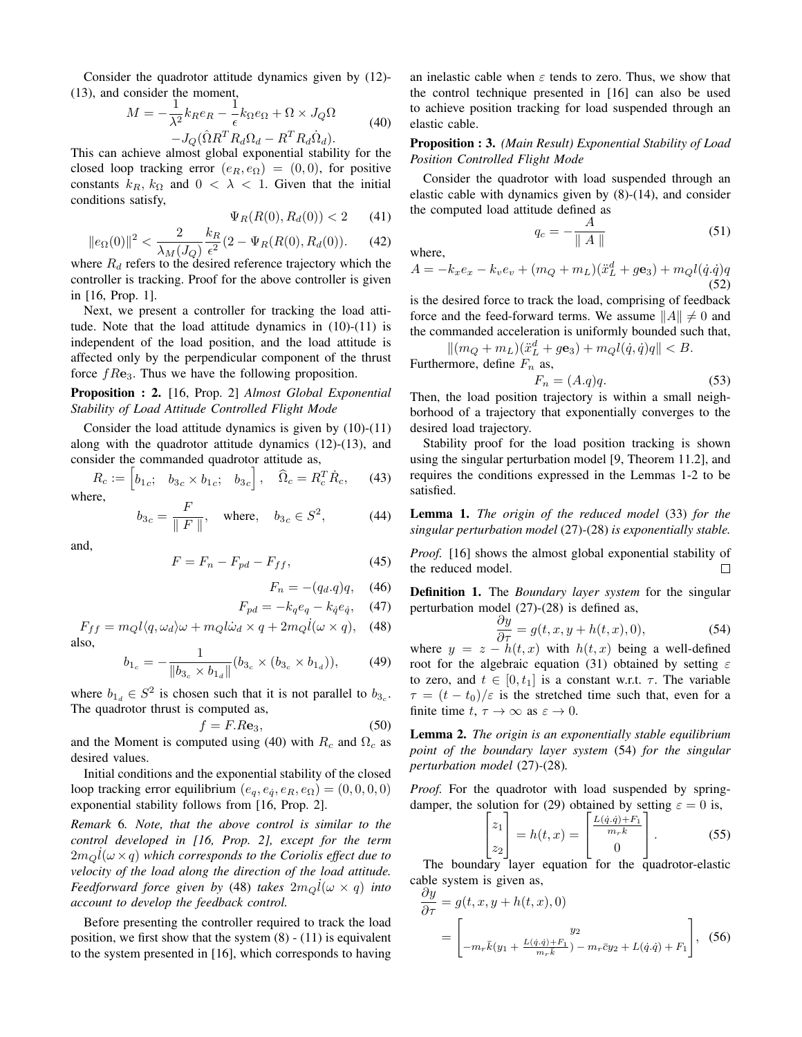Consider the quadrotor attitude dynamics given by (12)-(13), and consider the moment,

$$M = -\frac{1}{\lambda^2}k_R e_R - \frac{1}{\epsilon}k_\Omega e_\Omega + \Omega \times J_Q \Omega \\ -J_Q(\hat{\Omega}R^T R_d \Omega_d - R^T R_d \dot{\Omega}_d). \tag{40}$$

This can achieve almost global exponential stability for the closed loop tracking error $(e_R, e_\Omega) = (0, 0)$, for positive constants $k_R$, $k_\Omega$ and $0 < \lambda < 1$. Given that the initial conditions satisfy,

$$\Psi_R(R(0), R_d(0)) < 2 \tag{41}$$

$$\|e_\Omega(0)\|^2 < \frac{2}{\lambda_M(J_Q)}\frac{k_R}{\epsilon^2}(2 - \Psi_R(R(0), R_d(0)). \tag{42}$$

where $R_d$ refers to the desired reference trajectory which the controller is tracking. Proof for the above controller is given in [16, Prop. 1].

Next, we present a controller for tracking the load attitude. Note that the load attitude dynamics in (10)-(11) is independent of the load position, and the load attitude is affected only by the perpendicular component of the thrust force $fR\mathbf{e}_3$. Thus we have the following proposition.

**Proposition : 2.** [16, Prop. 2] *Almost Global Exponential Stability of Load Attitude Controlled Flight Mode*

Consider the load attitude dynamics is given by (10)-(11) along with the quadrotor attitude dynamics (12)-(13), and consider the commanded quadrotor attitude as,

$$R_c := \begin{bmatrix} b_{1c}; & b_{3c} \times b_{1c}; & b_{3c} \end{bmatrix}, \quad \widehat{\Omega}_c = R_c^T \dot{R}_c, \tag{43}$$

where,

$$b_{3c} = \frac{F}{\| F \|}, \quad \text{where,} \quad b_{3c} \in S^2, \tag{44}$$

and,

$$F = F_n - F_{pd} - F_{ff}, \tag{45}$$

$$F_n = -(q_d.q)q, \tag{46}$$

$$F_{pd} = -k_q e_q - k_{\dot{q}} e_{\dot{q}}, \tag{47}$$

$$F_{ff} = m_Q l\langle q, \omega_d \rangle \omega + m_Q l \dot{\omega}_d \times q + 2m_Q \dot{l}(\omega \times q), \tag{48}$$

also,

$$b_{1_c} = -\frac{1}{\|b_{3_c} \times b_{1_d}\|}(b_{3_c} \times (b_{3_c} \times b_{1_d})), \tag{49}$$

where $b_{1_d} \in S^2$ is chosen such that it is not parallel to $b_{3_c}$. The quadrotor thrust is computed as,

$$f = F.R\mathbf{e}_3, \tag{50}$$

and the Moment is computed using (40) with $R_c$ and $\Omega_c$ as desired values.

Initial conditions and the exponential stability of the closed loop tracking error equilibrium $(e_q, e_{\dot{q}}, e_R, e_\Omega) = (0, 0, 0, 0)$ exponential stability follows from [16, Prop. 2].

*Remark 6. Note, that the above control is similar to the control developed in [16, Prop. 2], except for the term $2m_Q\dot{l}(\omega \times q)$ which corresponds to the Coriolis effect due to velocity of the load along the direction of the load attitude. Feedforward force given by* (48) *takes $2m_Q\dot{l}(\omega \times q)$ into account to develop the feedback control.*

Before presenting the controller required to track the load position, we first show that the system (8) - (11) is equivalent to the system presented in [16], which corresponds to having an inelastic cable when $\varepsilon$ tends to zero. Thus, we show that the control technique presented in [16] can also be used to achieve position tracking for load suspended through an elastic cable.

**Proposition : 3.** *(Main Result) Exponential Stability of Load Position Controlled Flight Mode*

Consider the quadrotor with load suspended through an elastic cable with dynamics given by (8)-(14), and consider the computed load attitude defined as

$$q_c = -\frac{A}{\| A \|} \tag{51}$$

where,

$$A = -k_x e_x - k_v e_v + (m_Q + m_L)(\ddot{x}_L^d + g\mathbf{e}_3) + m_Q l(\dot{q}.\dot{q})q \tag{52}$$

is the desired force to track the load, comprising of feedback force and the feed-forward terms. We assume $\|A\| \neq 0$ and the commanded acceleration is uniformly bounded such that,

$$\|(m_Q + m_L)(\ddot{x}_L^d + g\mathbf{e}_3) + m_Q l(\dot{q}, \dot{q})q\| < B.$$

Furthermore, define $F_n$ as,

$$F_n = (A.q)q. \tag{53}$$

Then, the load position trajectory is within a small neighborhood of a trajectory that exponentially converges to the desired load trajectory.

Stability proof for the load position tracking is shown using the singular perturbation model [9, Theorem 11.2], and requires the conditions expressed in the Lemmas 1-2 to be satisfied.

**Lemma 1.** *The origin of the reduced model* (33) *for the singular perturbation model* (27)-(28) *is exponentially stable.*

*Proof.* [16] shows the almost global exponential stability of the reduced model. □

**Definition 1.** The *Boundary layer system* for the singular perturbation model (27)-(28) is defined as,

$$\frac{\partial y}{\partial \tau} = g(t, x, y + h(t, x), 0), \tag{54}$$

where $y = z - h(t, x)$ with $h(t, x)$ being a well-defined root for the algebraic equation (31) obtained by setting $\varepsilon$ to zero, and $t \in [0, t_1]$ is a constant w.r.t. $\tau$. The variable $\tau = (t - t_0)/\varepsilon$ is the stretched time such that, even for a finite time $t$, $\tau \to \infty$ as $\varepsilon \to 0$.

**Lemma 2.** *The origin is an exponentially stable equilibrium point of the boundary layer system* (54) *for the singular perturbation model* (27)-(28)*.*

*Proof.* For the quadrotor with load suspended by spring-damper, the solution for (29) obtained by setting $\varepsilon = 0$ is,

$$\begin{bmatrix} z_1 \\ z_2 \end{bmatrix} = h(t, x) = \begin{bmatrix} \frac{L(\dot{q}.\dot{q}) + F_1}{m_r k} \\ 0 \end{bmatrix}. \tag{55}$$

The boundary layer equation for the quadrotor-elastic cable system is given as,

$$\frac{\partial y}{\partial \tau} = g(t, x, y + h(t, x), 0) \\ = \begin{bmatrix} y_2 \\ -m_r \bar{k}(y_1 + \frac{L(\dot{q}.\dot{q}) + F_1}{m_r k}) - m_r \bar{c} y_2 + L(\dot{q}.\dot{q}) + F_1 \end{bmatrix}, \tag{56}$$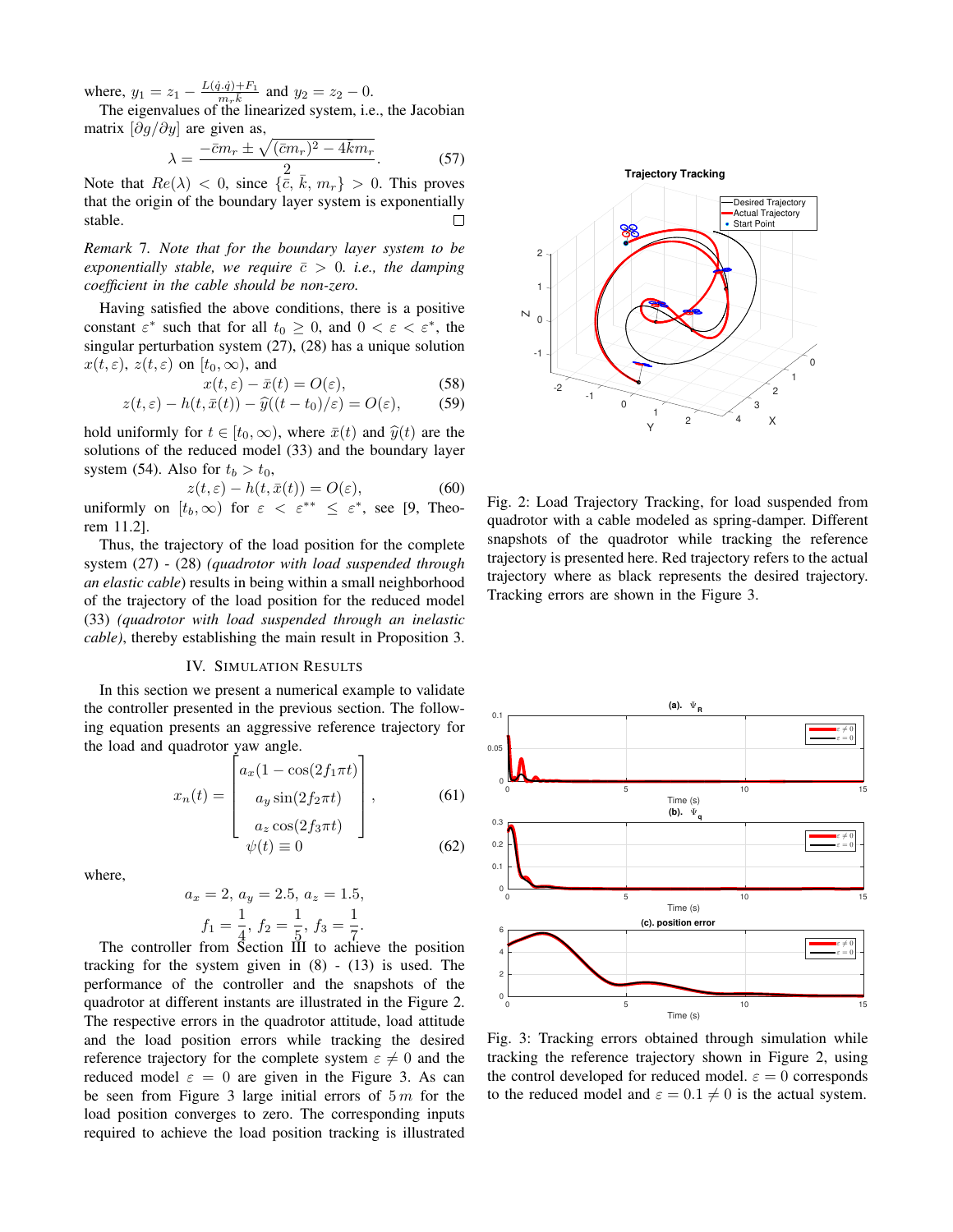where, $y_1 = z_1 - \frac{L(\dot{q}.\dot{q})+F_1}{m_r \bar{k}}$ and $y_2 = z_2 - 0$.

The eigenvalues of the linearized system, i.e., the Jacobian matrix $[\partial g/\partial y]$ are given as,

$$\lambda = \frac{-\bar{c}m_r \pm \sqrt{(\bar{c}m_r)^2 - 4\bar{k}m_r}}{2}. \tag{57}$$

Note that $Re(\lambda) < 0$, since $\{\bar{c},\, \bar{k},\, m_r\} > 0$. This proves that the origin of the boundary layer system is exponentially stable. □

*Remark 7. Note that for the boundary layer system to be exponentially stable, we require $\bar{c} > 0$. i.e., the damping coefficient in the cable should be non-zero.*

Having satisfied the above conditions, there is a positive constant $\varepsilon^*$ such that for all $t_0 \geq 0$, and $0 < \varepsilon < \varepsilon^*$, the singular perturbation system (27), (28) has a unique solution $x(t, \varepsilon)$, $z(t, \varepsilon)$ on $[t_0, \infty)$, and

$$x(t, \varepsilon) - \bar{x}(t) = O(\varepsilon), \tag{58}$$

$$z(t, \varepsilon) - h(t, \bar{x}(t)) - \widehat{y}((t - t_0)/\varepsilon) = O(\varepsilon), \tag{59}$$

hold uniformly for $t \in [t_0, \infty)$, where $\bar{x}(t)$ and $\widehat{y}(t)$ are the solutions of the reduced model (33) and the boundary layer system (54). Also for $t_b > t_0$,

$$z(t, \varepsilon) - h(t, \bar{x}(t)) = O(\varepsilon), \tag{60}$$

uniformly on $[t_b, \infty)$ for $\varepsilon < \varepsilon^{**} \leq \varepsilon^*$, see [9, Theorem 11.2].

Thus, the trajectory of the load position for the complete system (27) - (28) *(quadrotor with load suspended through an elastic cable)* results in being within a small neighborhood of the trajectory of the load position for the reduced model (33) *(quadrotor with load suspended through an inelastic cable)*, thereby establishing the main result in Proposition 3.

## IV. Simulation Results

In this section we present a numerical example to validate the controller presented in the previous section. The following equation presents an aggressive reference trajectory for the load and quadrotor yaw angle.

$$x_n(t) = \begin{bmatrix} a_x(1 - \cos(2f_1\pi t)) \\ a_y \sin(2f_2\pi t) \\ a_z \cos(2f_3\pi t) \end{bmatrix}, \tag{61}$$

$$\psi(t) \equiv 0 \tag{62}$$

where,

$$a_x = 2,\; a_y = 2.5,\; a_z = 1.5,$$

$$f_1 = \frac{1}{4},\; f_2 = \frac{1}{5},\; f_3 = \frac{1}{7}.$$

The controller from Section III to achieve the position tracking for the system given in (8) - (13) is used. The performance of the controller and the snapshots of the quadrotor at different instants are illustrated in the Figure 2. The respective errors in the quadrotor attitude, load attitude and the load position errors while tracking the desired reference trajectory for the complete system $\varepsilon \neq 0$ and the reduced model $\varepsilon = 0$ are given in the Figure 3. As can be seen from Figure 3 large initial errors of $5\,m$ for the load position converges to zero. The corresponding inputs required to achieve the load position tracking is illustrated

Fig. 2: Load Trajectory Tracking, for load suspended from quadrotor with a cable modeled as spring-damper. Different snapshots of the quadrotor while tracking the reference trajectory is presented here. Red trajectory refers to the actual trajectory where as black represents the desired trajectory. Tracking errors are shown in the Figure 3.

Fig. 3: Tracking errors obtained through simulation while tracking the reference trajectory shown in Figure 2, using the control developed for reduced model. $\varepsilon = 0$ corresponds to the reduced model and $\varepsilon = 0.1 \neq 0$ is the actual system.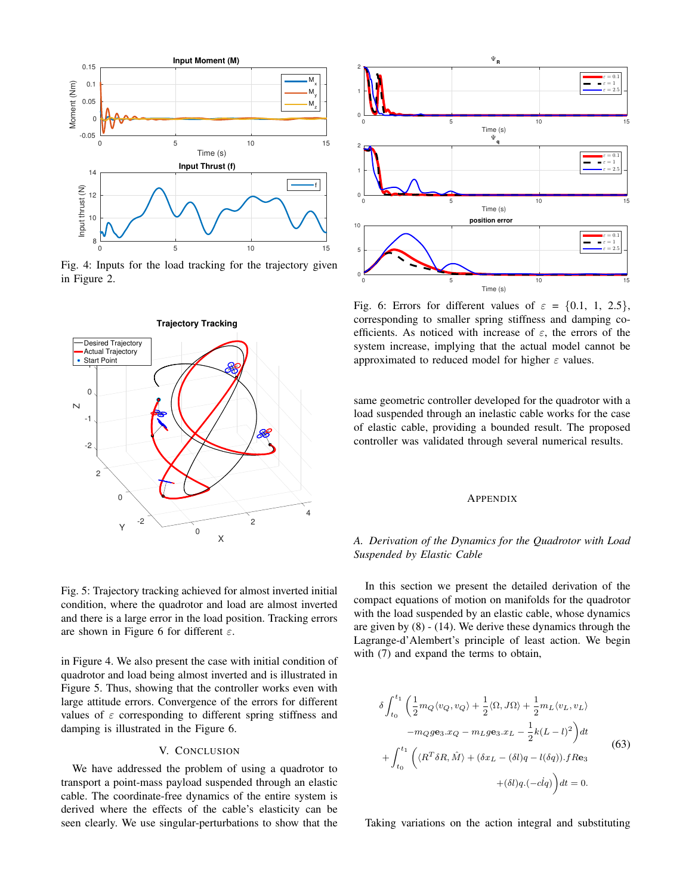Fig. 4: Inputs for the load tracking for the trajectory given in Figure 2.

Fig. 5: Trajectory tracking achieved for almost inverted initial condition, where the quadrotor and load are almost inverted and there is a large error in the load position. Tracking errors are shown in Figure 6 for different $\varepsilon$.

in Figure 4. We also present the case with initial condition of quadrotor and load being almost inverted and is illustrated in Figure 5. Thus, showing that the controller works even with large attitude errors. Convergence of the errors for different values of $\varepsilon$ corresponding to different spring stiffness and damping is illustrated in the Figure 6.

## V. Conclusion

We have addressed the problem of using a quadrotor to transport a point-mass payload suspended through an elastic cable. The coordinate-free dynamics of the entire system is derived where the effects of the cable's elasticity can be seen clearly. We use singular-perturbations to show that the same geometric controller developed for the quadrotor with a load suspended through an inelastic cable works for the case of elastic cable, providing a bounded result. The proposed controller was validated through several numerical results.

Fig. 6: Errors for different values of $\varepsilon = \{0.1,\ 1,\ 2.5\}$, corresponding to smaller spring stiffness and damping coefficients. As noticed with increase of $\varepsilon$, the errors of the system increase, implying that the actual model cannot be approximated to reduced model for higher $\varepsilon$ values.

## Appendix

### A. Derivation of the Dynamics for the Quadrotor with Load Suspended by Elastic Cable

In this section we present the detailed derivation of the compact equations of motion on manifolds for the quadrotor with the load suspended by an elastic cable, whose dynamics are given by (8) - (14). We derive these dynamics through the Lagrange-d'Alembert's principle of least action. We begin with (7) and expand the terms to obtain,

$$
\begin{aligned}
\delta \int_{t_0}^{t_1} \Big( &\frac{1}{2} m_Q \langle v_Q, v_Q \rangle + \frac{1}{2} \langle \Omega, J\Omega \rangle + \frac{1}{2} m_L \langle v_L, v_L \rangle \\
&- m_Q g \mathbf{e}_3 . x_Q - m_L g \mathbf{e}_3 . x_L - \frac{1}{2} k (L - l)^2 \Big) dt \\
+ \int_{t_0}^{t_1} \Big( &\langle R^T \delta R, \hat{M} \rangle + (\delta x_L - (\delta l) q - l(\delta q)) . f R \mathbf{e}_3 \\
&+ (\delta l) q . (-c \dot{l} q) \Big) dt = 0.
\end{aligned}
\tag{63}
$$

Taking variations on the action integral and substituting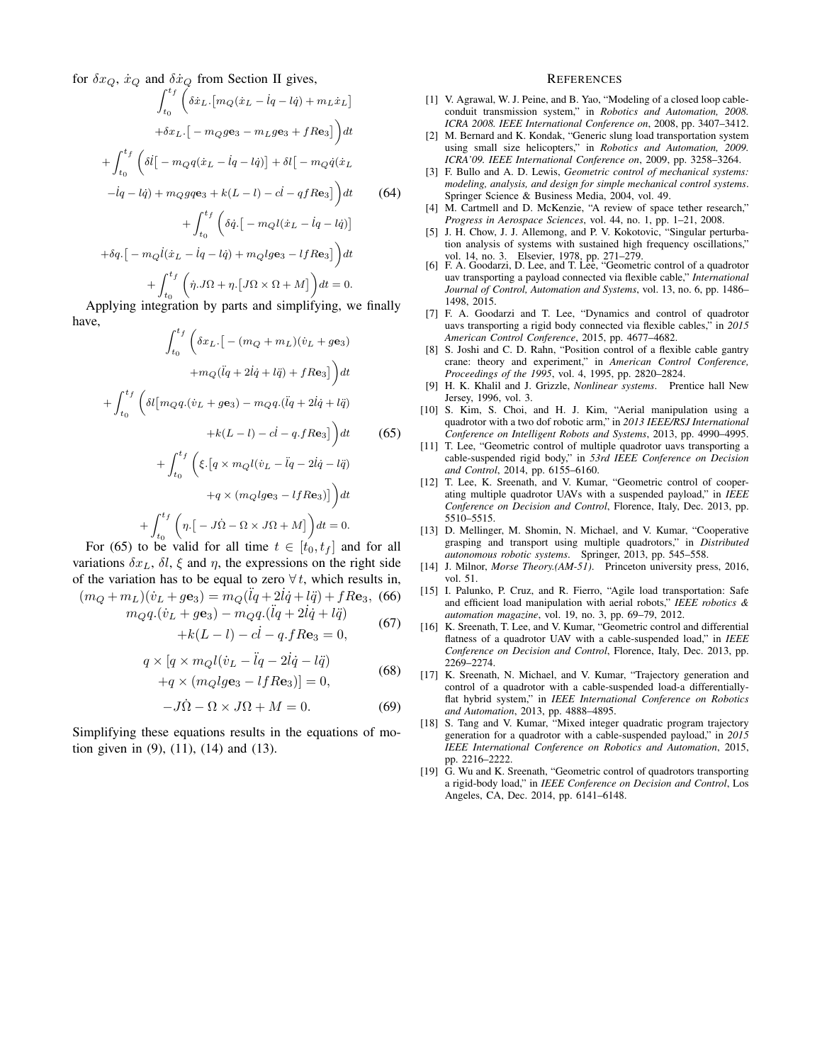for $\delta x_Q$, $\dot{x}_Q$ and $\delta \dot{x}_Q$ from Section II gives,

$$
\begin{aligned}
&\int_{t_0}^{t_f} \Big( \delta \dot{x}_L \cdot \big[ m_Q(\dot{x}_L - \dot{l}q - l\dot{q}) + m_L \dot{x}_L \big] \\
&\qquad + \delta x_L \cdot \big[ -m_Q g \mathbf{e}_3 - m_L g \mathbf{e}_3 + f R \mathbf{e}_3 \big] \Big) dt \\
&+ \int_{t_0}^{t_f} \Big( \delta \dot{l} \big[ -m_Q q(\dot{x}_L - \dot{l}q - l\dot{q}) \big] + \delta l \big[ -m_Q \dot{q}(\dot{x}_L \\
&\quad - \dot{l}q - l\dot{q}) + m_Q g q \mathbf{e}_3 + k(L - l) - c\dot{l} - q f R \mathbf{e}_3 \big] \Big) dt \\
&\qquad + \int_{t_0}^{t_f} \Big( \delta \dot{q} \cdot \big[ -m_Q l(\dot{x}_L - \dot{l}q - l\dot{q}) \big] \\
&+ \delta q \cdot \big[ -m_Q \dot{l}(\dot{x}_L - \dot{l}q - l\dot{q}) + m_Q l g \mathbf{e}_3 - l f R \mathbf{e}_3 \big] \Big) dt \\
&\qquad + \int_{t_0}^{t_f} \Big( \dot{\eta} \cdot J\Omega + \eta \cdot \big[ J\Omega \times \Omega + M \big] \Big) dt = 0.
\end{aligned} \tag{64}
$$

Applying integration by parts and simplifying, we finally have,

$$
\begin{aligned}
&\int_{t_0}^{t_f} \Big( \delta x_L \cdot \big[ -(m_Q + m_L)(\dot{v}_L + g\mathbf{e}_3) \\
&\qquad + m_Q(\ddot{l}q + 2\dot{l}\dot{q} + l\ddot{q}) + f R \mathbf{e}_3 \big] \Big) dt \\
&+ \int_{t_0}^{t_f} \Big( \delta l \big[ m_Q q \cdot (\dot{v}_L + g\mathbf{e}_3) - m_Q q \cdot (\ddot{l}q + 2\dot{l}\dot{q} + l\ddot{q}) \\
&\qquad + k(L - l) - c\dot{l} - q \cdot f R \mathbf{e}_3 \big] \Big) dt \\
&\qquad + \int_{t_0}^{t_f} \Big( \xi \cdot \big[ q \times m_Q l(\dot{v}_L - \ddot{l}q - 2\dot{l}\dot{q} - l\ddot{q}) \\
&\qquad + q \times (m_Q l g \mathbf{e}_3 - l f R \mathbf{e}_3) \big] \Big) dt \\
&\qquad + \int_{t_0}^{t_f} \Big( \eta \cdot \big[ -J\dot{\Omega} - \Omega \times J\Omega + M \big] \Big) dt = 0.
\end{aligned} \tag{65}
$$

For (65) to be valid for all time $t \in [t_0, t_f]$ and for all variations $\delta x_L$, $\delta l$, $\xi$ and $\eta$, the expressions on the right side of the variation has to be equal to zero $\forall t$, which results in,

$$
(m_Q + m_L)(\dot{v}_L + g\mathbf{e}_3) = m_Q(\ddot{l}q + 2\dot{l}\dot{q} + l\ddot{q}) + f R \mathbf{e}_3, \tag{66}
$$

$$
\begin{aligned}
m_Q q \cdot (\dot{v}_L + g\mathbf{e}_3) - m_Q q \cdot (\ddot{l}q + 2\dot{l}\dot{q} + l\ddot{q}) \\
+ k(L - l) - c\dot{l} - q \cdot f R \mathbf{e}_3 = 0,
\end{aligned} \tag{67}
$$

$$
\begin{aligned}
q \times [q \times m_Q l(\dot{v}_L - \ddot{l}q - 2\dot{l}\dot{q} - l\ddot{q}) \\
+ q \times (m_Q l g \mathbf{e}_3 - l f R \mathbf{e}_3)] = 0,
\end{aligned} \tag{68}
$$

$$
-J\dot{\Omega} - \Omega \times J\Omega + M = 0. \tag{69}
$$

Simplifying these equations results in the equations of motion given in (9), (11), (14) and (13).

## References

[1] V. Agrawal, W. J. Peine, and B. Yao, "Modeling of a closed loop cable-conduit transmission system," in *Robotics and Automation, 2008. ICRA 2008. IEEE International Conference on*, 2008, pp. 3407–3412.

[2] M. Bernard and K. Kondak, "Generic slung load transportation system using small size helicopters," in *Robotics and Automation, 2009. ICRA'09. IEEE International Conference on*, 2009, pp. 3258–3264.

[3] F. Bullo and A. D. Lewis, *Geometric control of mechanical systems: modeling, analysis, and design for simple mechanical control systems*. Springer Science & Business Media, 2004, vol. 49.

[4] M. Cartmell and D. McKenzie, "A review of space tether research," *Progress in Aerospace Sciences*, vol. 44, no. 1, pp. 1–21, 2008.

[5] J. H. Chow, J. J. Allemong, and P. V. Kokotovic, "Singular perturbation analysis of systems with sustained high frequency oscillations," vol. 14, no. 3. Elsevier, 1978, pp. 271–279.

[6] F. A. Goodarzi, D. Lee, and T. Lee, "Geometric control of a quadrotor uav transporting a payload connected via flexible cable," *International Journal of Control, Automation and Systems*, vol. 13, no. 6, pp. 1486–1498, 2015.

[7] F. A. Goodarzi and T. Lee, "Dynamics and control of quadrotor uavs transporting a rigid body connected via flexible cables," in *2015 American Control Conference*, 2015, pp. 4677–4682.

[8] S. Joshi and C. D. Rahn, "Position control of a flexible cable gantry crane: theory and experiment," in *American Control Conference, Proceedings of the 1995*, vol. 4, 1995, pp. 2820–2824.

[9] H. K. Khalil and J. Grizzle, *Nonlinear systems*. Prentice hall New Jersey, 1996, vol. 3.

[10] S. Kim, S. Choi, and H. J. Kim, "Aerial manipulation using a quadrotor with a two dof robotic arm," in *2013 IEEE/RSJ International Conference on Intelligent Robots and Systems*, 2013, pp. 4990–4995.

[11] T. Lee, "Geometric control of multiple quadrotor uavs transporting a cable-suspended rigid body," in *53rd IEEE Conference on Decision and Control*, 2014, pp. 6155–6160.

[12] T. Lee, K. Sreenath, and V. Kumar, "Geometric control of cooperating multiple quadrotor UAVs with a suspended payload," in *IEEE Conference on Decision and Control*, Florence, Italy, Dec. 2013, pp. 5510–5515.

[13] D. Mellinger, M. Shomin, N. Michael, and V. Kumar, "Cooperative grasping and transport using multiple quadrotors," in *Distributed autonomous robotic systems*. Springer, 2013, pp. 545–558.

[14] J. Milnor, *Morse Theory.(AM-51)*. Princeton university press, 2016, vol. 51.

[15] I. Palunko, P. Cruz, and R. Fierro, "Agile load transportation: Safe and efficient load manipulation with aerial robots," *IEEE robotics & automation magazine*, vol. 19, no. 3, pp. 69–79, 2012.

[16] K. Sreenath, T. Lee, and V. Kumar, "Geometric control and differential flatness of a quadrotor UAV with a cable-suspended load," in *IEEE Conference on Decision and Control*, Florence, Italy, Dec. 2013, pp. 2269–2274.

[17] K. Sreenath, N. Michael, and V. Kumar, "Trajectory generation and control of a quadrotor with a cable-suspended load-a differentially-flat hybrid system," in *IEEE International Conference on Robotics and Automation*, 2013, pp. 4888–4895.

[18] S. Tang and V. Kumar, "Mixed integer quadratic program trajectory generation for a quadrotor with a cable-suspended payload," in *2015 IEEE International Conference on Robotics and Automation*, 2015, pp. 2216–2222.

[19] G. Wu and K. Sreenath, "Geometric control of quadrotors transporting a rigid-body load," in *IEEE Conference on Decision and Control*, Los Angeles, CA, Dec. 2014, pp. 6141–6148.